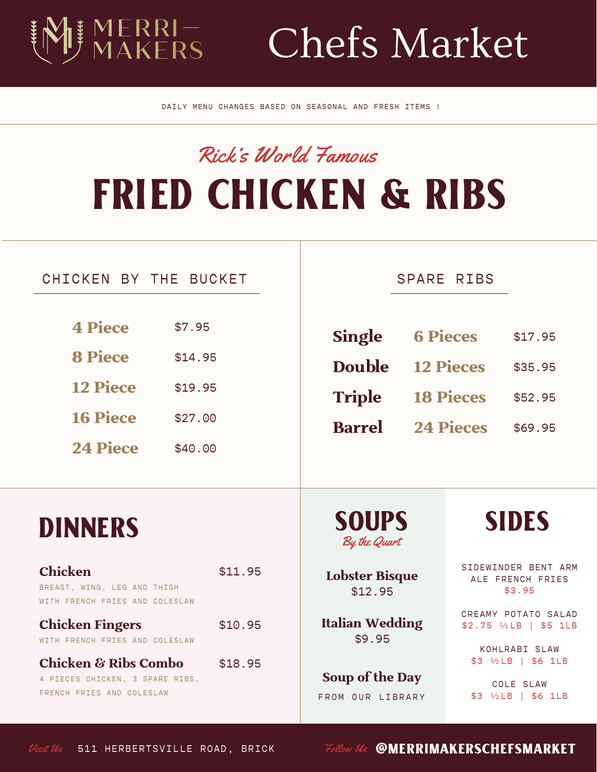# MERRI—MAKERS Chefs Market

DAILY MENU CHANGES BASED ON SEASONAL AND FRESH ITEMS !

*Rick's World Famous*

# FRIED CHICKEN & RIBS

## CHICKEN BY THE BUCKET

| | |
|---|---|
| **4 Piece** | $7.95 |
| **8 Piece** | $14.95 |
| **12 Piece** | $19.95 |
| **16 Piece** | $27.00 |
| **24 Piece** | $40.00 |

## SPARE RIBS

| | | |
|---|---|---|
| **Single** | **6 Pieces** | $17.95 |
| **Double** | **12 Pieces** | $35.95 |
| **Triple** | **18 Pieces** | $52.95 |
| **Barrel** | **24 Pieces** | $69.95 |

## DINNERS

**Chicken** $11.95
BREAST, WING, LEG AND THIGH WITH FRENCH FRIES AND COLESLAW

**Chicken Fingers** $10.95
WITH FRENCH FRIES AND COLESLAW

**Chicken & Ribs Combo** $18.95
4 PIECES CHICKEN, 3 SPARE RIBS, FRENCH FRIES AND COLESLAW

## SOUPS

*By the Quart*

**Lobster Bisque**
$12.95

**Italian Wedding**
$9.95

**Soup of the Day**
FROM OUR LIBRARY

## SIDES

SIDEWINDER BENT ARM ALE FRENCH FRIES
$3.95

CREAMY POTATO SALAD
$2.75 ½LB | $5 1LB

KOHLRABI SLAW
$3 ½LB | $6 1LB

COLE SLAW
$3 ½LB | $6 1LB

*Visit Us* 511 HERBERTSVILLE ROAD, BRICK

*Follow Us* @MERRIMAKERSCHEFSMARKET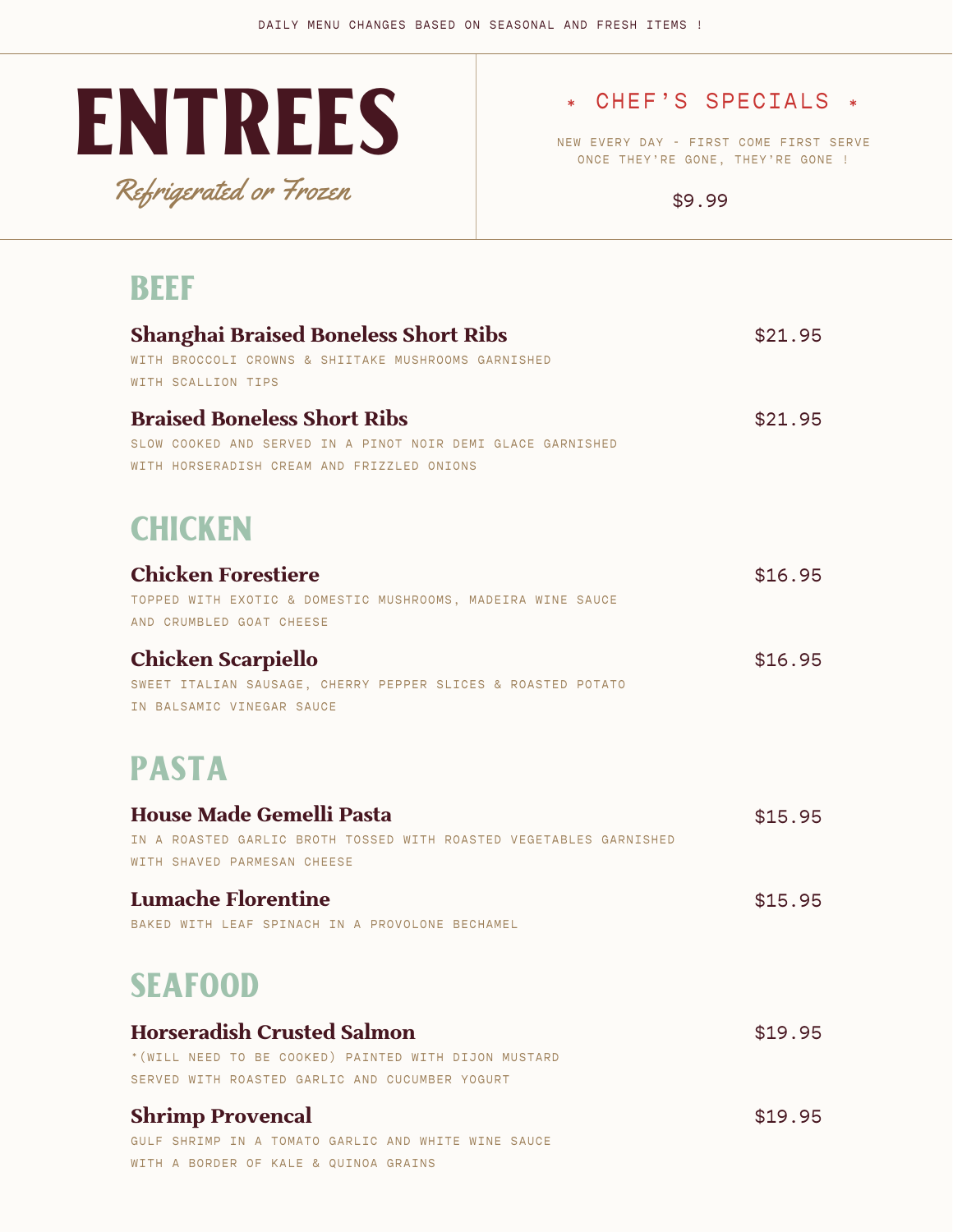DAILY MENU CHANGES BASED ON SEASONAL AND FRESH ITEMS !

# ENTREES

*Refrigerated or Frozen*

## * CHEF'S SPECIALS *

NEW EVERY DAY - FIRST COME FIRST SERVE
ONCE THEY'RE GONE, THEY'RE GONE !

$9.99

## BEEF

**Shanghai Braised Boneless Short Ribs** $21.95

WITH BROCCOLI CROWNS & SHIITAKE MUSHROOMS GARNISHED WITH SCALLION TIPS

**Braised Boneless Short Ribs** $21.95

SLOW COOKED AND SERVED IN A PINOT NOIR DEMI GLACE GARNISHED WITH HORSERADISH CREAM AND FRIZZLED ONIONS

## CHICKEN

**Chicken Forestiere** $16.95

TOPPED WITH EXOTIC & DOMESTIC MUSHROOMS, MADEIRA WINE SAUCE AND CRUMBLED GOAT CHEESE

**Chicken Scarpiello** $16.95

SWEET ITALIAN SAUSAGE, CHERRY PEPPER SLICES & ROASTED POTATO IN BALSAMIC VINEGAR SAUCE

## PASTA

**House Made Gemelli Pasta** $15.95

IN A ROASTED GARLIC BROTH TOSSED WITH ROASTED VEGETABLES GARNISHED WITH SHAVED PARMESAN CHEESE

**Lumache Florentine** $15.95

BAKED WITH LEAF SPINACH IN A PROVOLONE BECHAMEL

## SEAFOOD

**Horseradish Crusted Salmon** $19.95

*(WILL NEED TO BE COOKED) PAINTED WITH DIJON MUSTARD SERVED WITH ROASTED GARLIC AND CUCUMBER YOGURT

**Shrimp Provencal** $19.95

GULF SHRIMP IN A TOMATO GARLIC AND WHITE WINE SAUCE WITH A BORDER OF KALE & QUINOA GRAINS